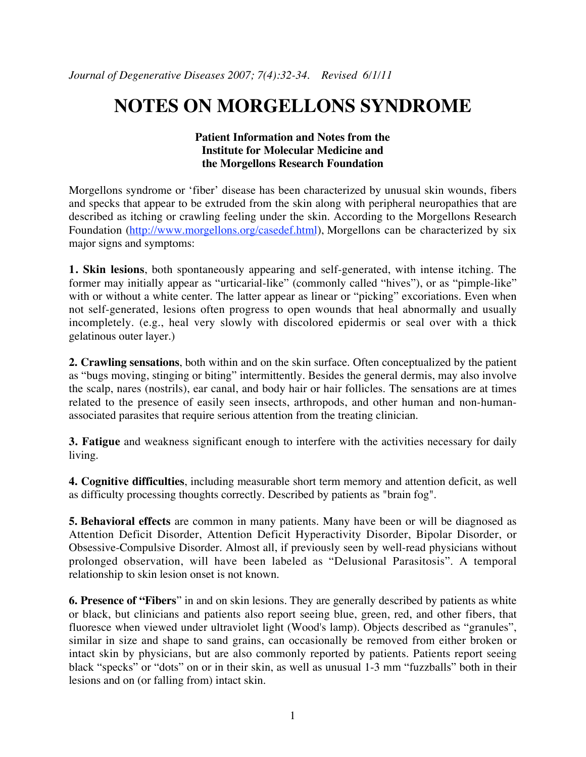*Journal of Degenerative Diseases 2007; 7(4):32-34. Revised 6/1/11*

# NOTES ON MORGELLONS SYNDROME

**Patient Information and Notes from the Institute for Molecular Medicine and the Morgellons Research Foundation**

Morgellons syndrome or 'fiber' disease has been characterized by unusual skin wounds, fibers and specks that appear to be extruded from the skin along with peripheral neuropathies that are described as itching or crawling feeling under the skin. According to the Morgellons Research Foundation (http://www.morgellons.org/casedef.html), Morgellons can be characterized by six major signs and symptoms:

**1. Skin lesions**, both spontaneously appearing and self-generated, with intense itching. The former may initially appear as "urticarial-like" (commonly called "hives"), or as "pimple-like" with or without a white center. The latter appear as linear or "picking" excoriations. Even when not self-generated, lesions often progress to open wounds that heal abnormally and usually incompletely. (e.g., heal very slowly with discolored epidermis or seal over with a thick gelatinous outer layer.)

**2. Crawling sensations**, both within and on the skin surface. Often conceptualized by the patient as "bugs moving, stinging or biting" intermittently. Besides the general dermis, may also involve the scalp, nares (nostrils), ear canal, and body hair or hair follicles. The sensations are at times related to the presence of easily seen insects, arthropods, and other human and non-human-associated parasites that require serious attention from the treating clinician.

**3. Fatigue** and weakness significant enough to interfere with the activities necessary for daily living.

**4. Cognitive difficulties**, including measurable short term memory and attention deficit, as well as difficulty processing thoughts correctly. Described by patients as "brain fog".

**5. Behavioral effects** are common in many patients. Many have been or will be diagnosed as Attention Deficit Disorder, Attention Deficit Hyperactivity Disorder, Bipolar Disorder, or Obsessive-Compulsive Disorder. Almost all, if previously seen by well-read physicians without prolonged observation, will have been labeled as "Delusional Parasitosis". A temporal relationship to skin lesion onset is not known.

**6. Presence of "Fibers**" in and on skin lesions. They are generally described by patients as white or black, but clinicians and patients also report seeing blue, green, red, and other fibers, that fluoresce when viewed under ultraviolet light (Wood's lamp). Objects described as "granules", similar in size and shape to sand grains, can occasionally be removed from either broken or intact skin by physicians, but are also commonly reported by patients. Patients report seeing black "specks" or "dots" on or in their skin, as well as unusual 1-3 mm "fuzzballs" both in their lesions and on (or falling from) intact skin.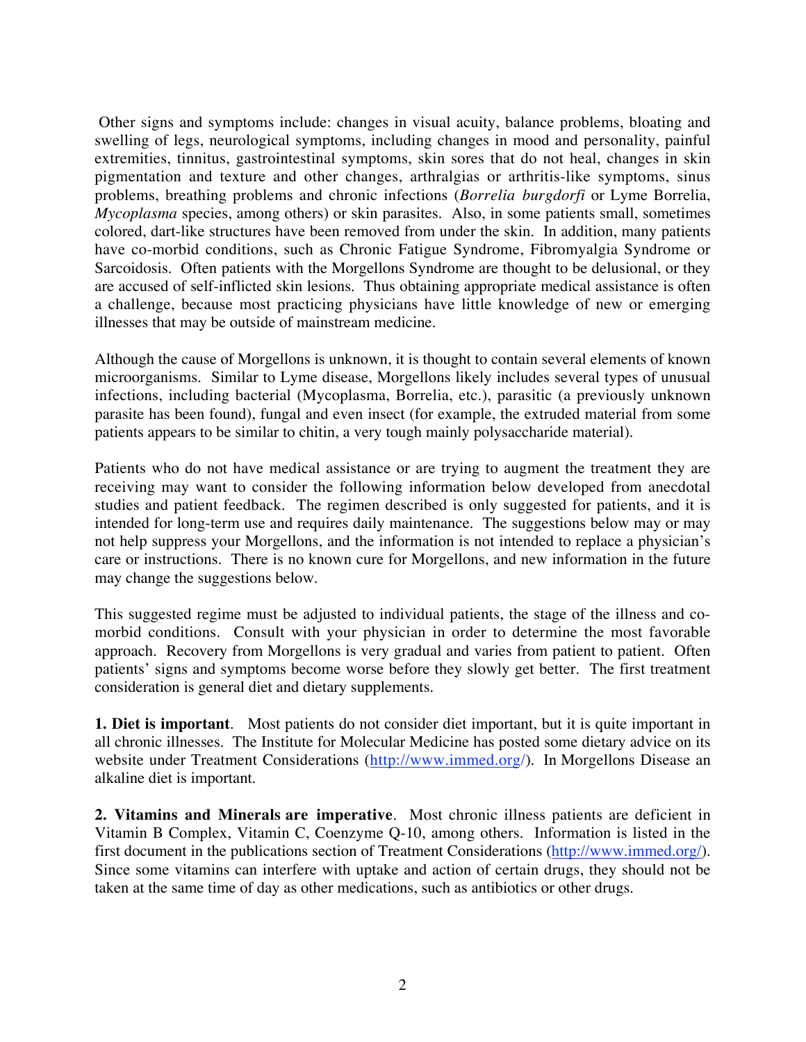Other signs and symptoms include: changes in visual acuity, balance problems, bloating and swelling of legs, neurological symptoms, including changes in mood and personality, painful extremities, tinnitus, gastrointestinal symptoms, skin sores that do not heal, changes in skin pigmentation and texture and other changes, arthralgias or arthritis-like symptoms, sinus problems, breathing problems and chronic infections (*Borrelia burgdorfi* or Lyme Borrelia, *Mycoplasma* species, among others) or skin parasites. Also, in some patients small, sometimes colored, dart-like structures have been removed from under the skin. In addition, many patients have co-morbid conditions, such as Chronic Fatigue Syndrome, Fibromyalgia Syndrome or Sarcoidosis. Often patients with the Morgellons Syndrome are thought to be delusional, or they are accused of self-inflicted skin lesions. Thus obtaining appropriate medical assistance is often a challenge, because most practicing physicians have little knowledge of new or emerging illnesses that may be outside of mainstream medicine.

Although the cause of Morgellons is unknown, it is thought to contain several elements of known microorganisms. Similar to Lyme disease, Morgellons likely includes several types of unusual infections, including bacterial (Mycoplasma, Borrelia, etc.), parasitic (a previously unknown parasite has been found), fungal and even insect (for example, the extruded material from some patients appears to be similar to chitin, a very tough mainly polysaccharide material).

Patients who do not have medical assistance or are trying to augment the treatment they are receiving may want to consider the following information below developed from anecdotal studies and patient feedback. The regimen described is only suggested for patients, and it is intended for long-term use and requires daily maintenance. The suggestions below may or may not help suppress your Morgellons, and the information is not intended to replace a physician's care or instructions. There is no known cure for Morgellons, and new information in the future may change the suggestions below.

This suggested regime must be adjusted to individual patients, the stage of the illness and co-morbid conditions. Consult with your physician in order to determine the most favorable approach. Recovery from Morgellons is very gradual and varies from patient to patient. Often patients' signs and symptoms become worse before they slowly get better. The first treatment consideration is general diet and dietary supplements.

**1. Diet is important**. Most patients do not consider diet important, but it is quite important in all chronic illnesses. The Institute for Molecular Medicine has posted some dietary advice on its website under Treatment Considerations (http://www.immed.org/). In Morgellons Disease an alkaline diet is important.

**2. Vitamins and Minerals are imperative**. Most chronic illness patients are deficient in Vitamin B Complex, Vitamin C, Coenzyme Q-10, among others. Information is listed in the first document in the publications section of Treatment Considerations (http://www.immed.org/). Since some vitamins can interfere with uptake and action of certain drugs, they should not be taken at the same time of day as other medications, such as antibiotics or other drugs.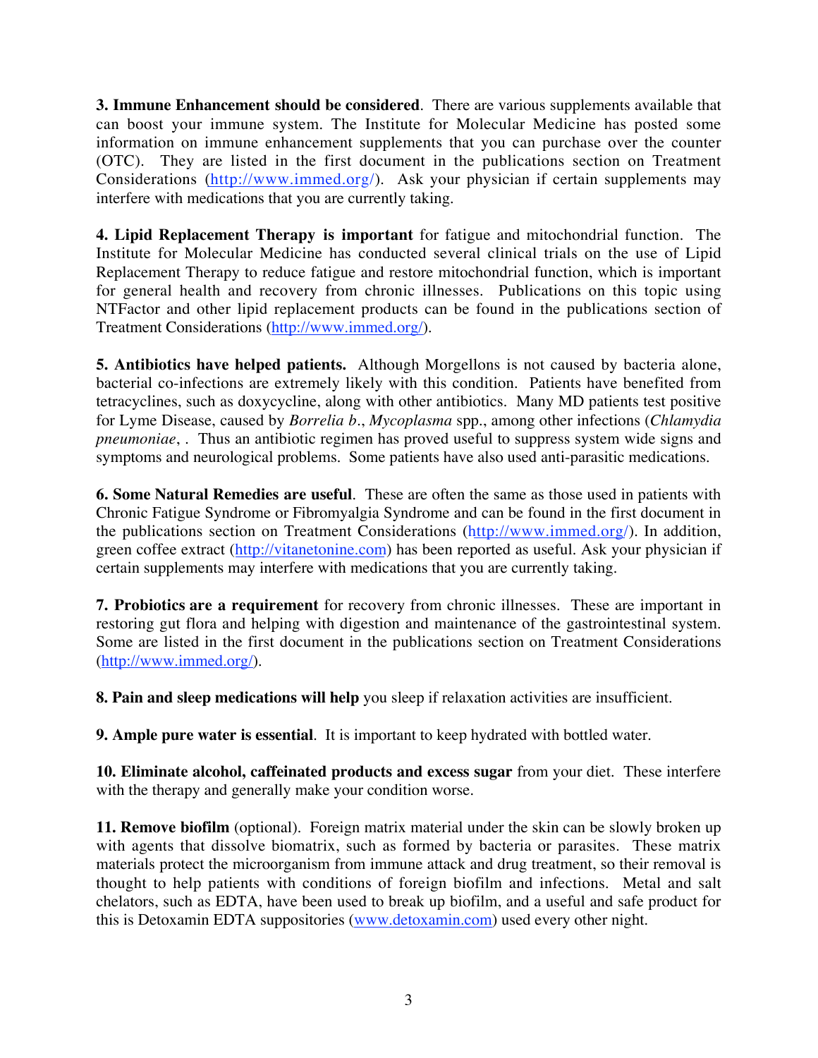**3. Immune Enhancement should be considered**. There are various supplements available that can boost your immune system. The Institute for Molecular Medicine has posted some information on immune enhancement supplements that you can purchase over the counter (OTC). They are listed in the first document in the publications section on Treatment Considerations (http://www.immed.org/). Ask your physician if certain supplements may interfere with medications that you are currently taking.

**4. Lipid Replacement Therapy is important** for fatigue and mitochondrial function. The Institute for Molecular Medicine has conducted several clinical trials on the use of Lipid Replacement Therapy to reduce fatigue and restore mitochondrial function, which is important for general health and recovery from chronic illnesses. Publications on this topic using NTFactor and other lipid replacement products can be found in the publications section of Treatment Considerations (http://www.immed.org/).

**5. Antibiotics have helped patients.** Although Morgellons is not caused by bacteria alone, bacterial co-infections are extremely likely with this condition. Patients have benefited from tetracyclines, such as doxycycline, along with other antibiotics. Many MD patients test positive for Lyme Disease, caused by *Borrelia b*., *Mycoplasma* spp., among other infections (*Chlamydia pneumoniae*, . Thus an antibiotic regimen has proved useful to suppress system wide signs and symptoms and neurological problems. Some patients have also used anti-parasitic medications.

**6. Some Natural Remedies are useful**. These are often the same as those used in patients with Chronic Fatigue Syndrome or Fibromyalgia Syndrome and can be found in the first document in the publications section on Treatment Considerations (http://www.immed.org/). In addition, green coffee extract (http://vitanetonine.com) has been reported as useful. Ask your physician if certain supplements may interfere with medications that you are currently taking.

**7. Probiotics are a requirement** for recovery from chronic illnesses. These are important in restoring gut flora and helping with digestion and maintenance of the gastrointestinal system. Some are listed in the first document in the publications section on Treatment Considerations (http://www.immed.org/).

**8. Pain and sleep medications will help** you sleep if relaxation activities are insufficient.

**9. Ample pure water is essential**. It is important to keep hydrated with bottled water.

**10. Eliminate alcohol, caffeinated products and excess sugar** from your diet. These interfere with the therapy and generally make your condition worse.

**11. Remove biofilm** (optional). Foreign matrix material under the skin can be slowly broken up with agents that dissolve biomatrix, such as formed by bacteria or parasites. These matrix materials protect the microorganism from immune attack and drug treatment, so their removal is thought to help patients with conditions of foreign biofilm and infections. Metal and salt chelators, such as EDTA, have been used to break up biofilm, and a useful and safe product for this is Detoxamin EDTA suppositories (www.detoxamin.com) used every other night.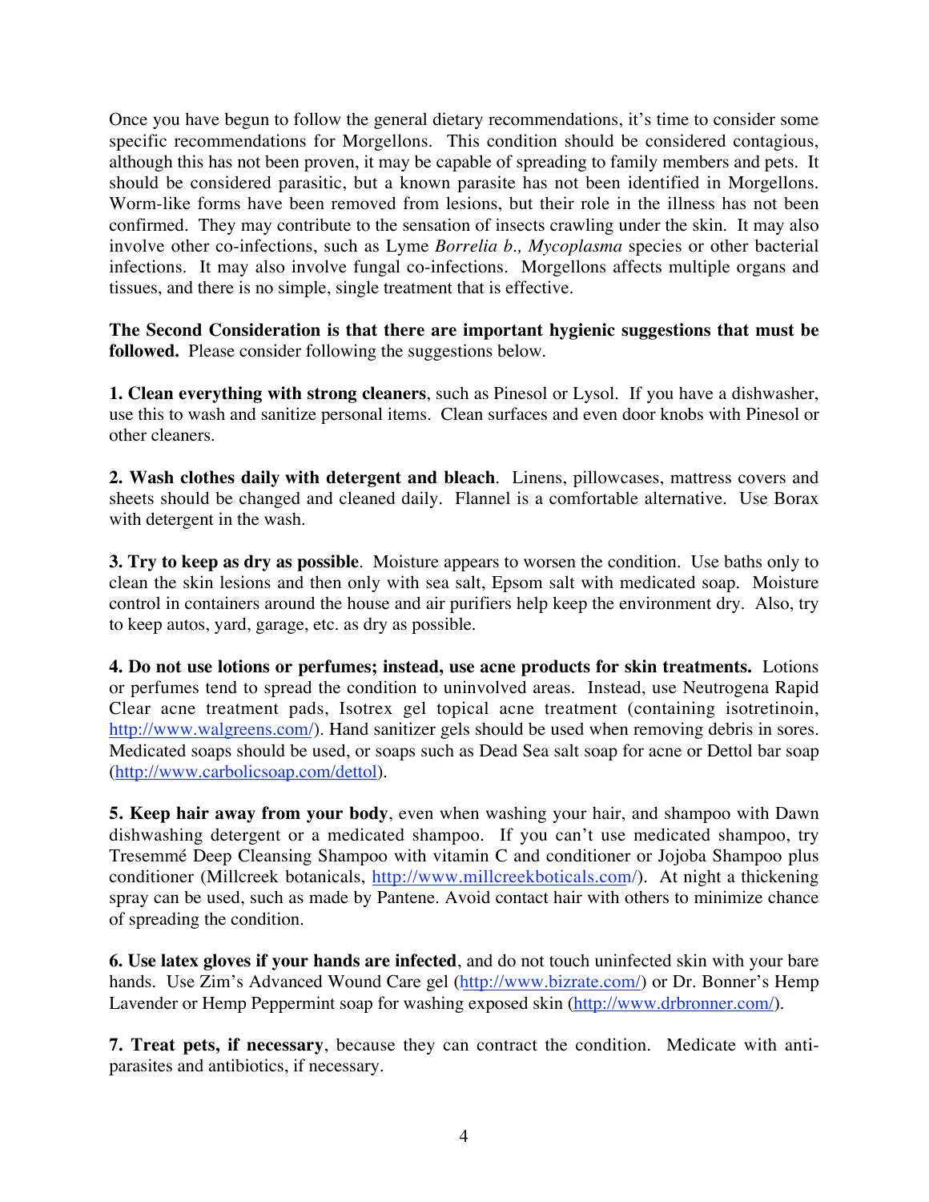Once you have begun to follow the general dietary recommendations, it's time to consider some specific recommendations for Morgellons. This condition should be considered contagious, although this has not been proven, it may be capable of spreading to family members and pets. It should be considered parasitic, but a known parasite has not been identified in Morgellons. Worm-like forms have been removed from lesions, but their role in the illness has not been confirmed. They may contribute to the sensation of insects crawling under the skin. It may also involve other co-infections, such as Lyme *Borrelia b., Mycoplasma* species or other bacterial infections. It may also involve fungal co-infections. Morgellons affects multiple organs and tissues, and there is no simple, single treatment that is effective.

**The Second Consideration is that there are important hygienic suggestions that must be followed.** Please consider following the suggestions below.

**1. Clean everything with strong cleaners**, such as Pinesol or Lysol. If you have a dishwasher, use this to wash and sanitize personal items. Clean surfaces and even door knobs with Pinesol or other cleaners.

**2. Wash clothes daily with detergent and bleach**. Linens, pillowcases, mattress covers and sheets should be changed and cleaned daily. Flannel is a comfortable alternative. Use Borax with detergent in the wash.

**3. Try to keep as dry as possible**. Moisture appears to worsen the condition. Use baths only to clean the skin lesions and then only with sea salt, Epsom salt with medicated soap. Moisture control in containers around the house and air purifiers help keep the environment dry. Also, try to keep autos, yard, garage, etc. as dry as possible.

**4. Do not use lotions or perfumes; instead, use acne products for skin treatments.** Lotions or perfumes tend to spread the condition to uninvolved areas. Instead, use Neutrogena Rapid Clear acne treatment pads, Isotrex gel topical acne treatment (containing isotretinoin, http://www.walgreens.com/). Hand sanitizer gels should be used when removing debris in sores. Medicated soaps should be used, or soaps such as Dead Sea salt soap for acne or Dettol bar soap (http://www.carbolicsoap.com/dettol).

**5. Keep hair away from your body**, even when washing your hair, and shampoo with Dawn dishwashing detergent or a medicated shampoo. If you can't use medicated shampoo, try Tresemmé Deep Cleansing Shampoo with vitamin C and conditioner or Jojoba Shampoo plus conditioner (Millcreek botanicals, http://www.millcreekboticals.com/). At night a thickening spray can be used, such as made by Pantene. Avoid contact hair with others to minimize chance of spreading the condition.

**6. Use latex gloves if your hands are infected**, and do not touch uninfected skin with your bare hands. Use Zim's Advanced Wound Care gel (http://www.bizrate.com/) or Dr. Bonner's Hemp Lavender or Hemp Peppermint soap for washing exposed skin (http://www.drbronner.com/).

**7. Treat pets, if necessary**, because they can contract the condition. Medicate with anti-parasites and antibiotics, if necessary.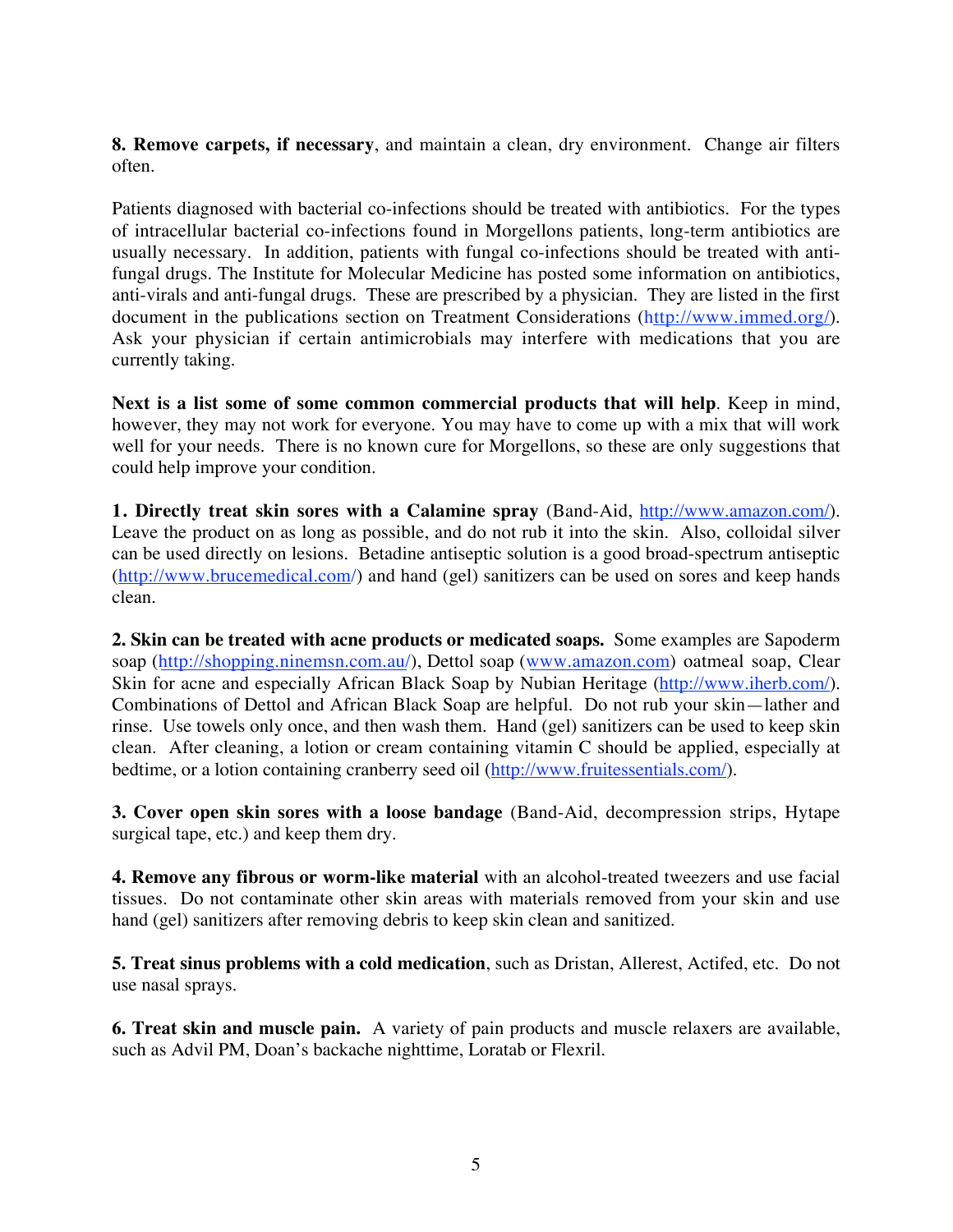**8. Remove carpets, if necessary**, and maintain a clean, dry environment. Change air filters often.

Patients diagnosed with bacterial co-infections should be treated with antibiotics. For the types of intracellular bacterial co-infections found in Morgellons patients, long-term antibiotics are usually necessary. In addition, patients with fungal co-infections should be treated with anti-fungal drugs. The Institute for Molecular Medicine has posted some information on antibiotics, anti-virals and anti-fungal drugs. These are prescribed by a physician. They are listed in the first document in the publications section on Treatment Considerations (http://www.immed.org/). Ask your physician if certain antimicrobials may interfere with medications that you are currently taking.

**Next is a list some of some common commercial products that will help**. Keep in mind, however, they may not work for everyone. You may have to come up with a mix that will work well for your needs. There is no known cure for Morgellons, so these are only suggestions that could help improve your condition.

**1. Directly treat skin sores with a Calamine spray** (Band-Aid, http://www.amazon.com/). Leave the product on as long as possible, and do not rub it into the skin. Also, colloidal silver can be used directly on lesions. Betadine antiseptic solution is a good broad-spectrum antiseptic (http://www.brucemedical.com/) and hand (gel) sanitizers can be used on sores and keep hands clean.

**2. Skin can be treated with acne products or medicated soaps.** Some examples are Sapoderm soap (http://shopping.ninemsn.com.au/), Dettol soap (www.amazon.com) oatmeal soap, Clear Skin for acne and especially African Black Soap by Nubian Heritage (http://www.iherb.com/). Combinations of Dettol and African Black Soap are helpful. Do not rub your skin—lather and rinse. Use towels only once, and then wash them. Hand (gel) sanitizers can be used to keep skin clean. After cleaning, a lotion or cream containing vitamin C should be applied, especially at bedtime, or a lotion containing cranberry seed oil (http://www.fruitessentials.com/).

**3. Cover open skin sores with a loose bandage** (Band-Aid, decompression strips, Hytape surgical tape, etc.) and keep them dry.

**4. Remove any fibrous or worm-like material** with an alcohol-treated tweezers and use facial tissues. Do not contaminate other skin areas with materials removed from your skin and use hand (gel) sanitizers after removing debris to keep skin clean and sanitized.

**5. Treat sinus problems with a cold medication**, such as Dristan, Allerest, Actifed, etc. Do not use nasal sprays.

**6. Treat skin and muscle pain.** A variety of pain products and muscle relaxers are available, such as Advil PM, Doan's backache nighttime, Loratab or Flexril.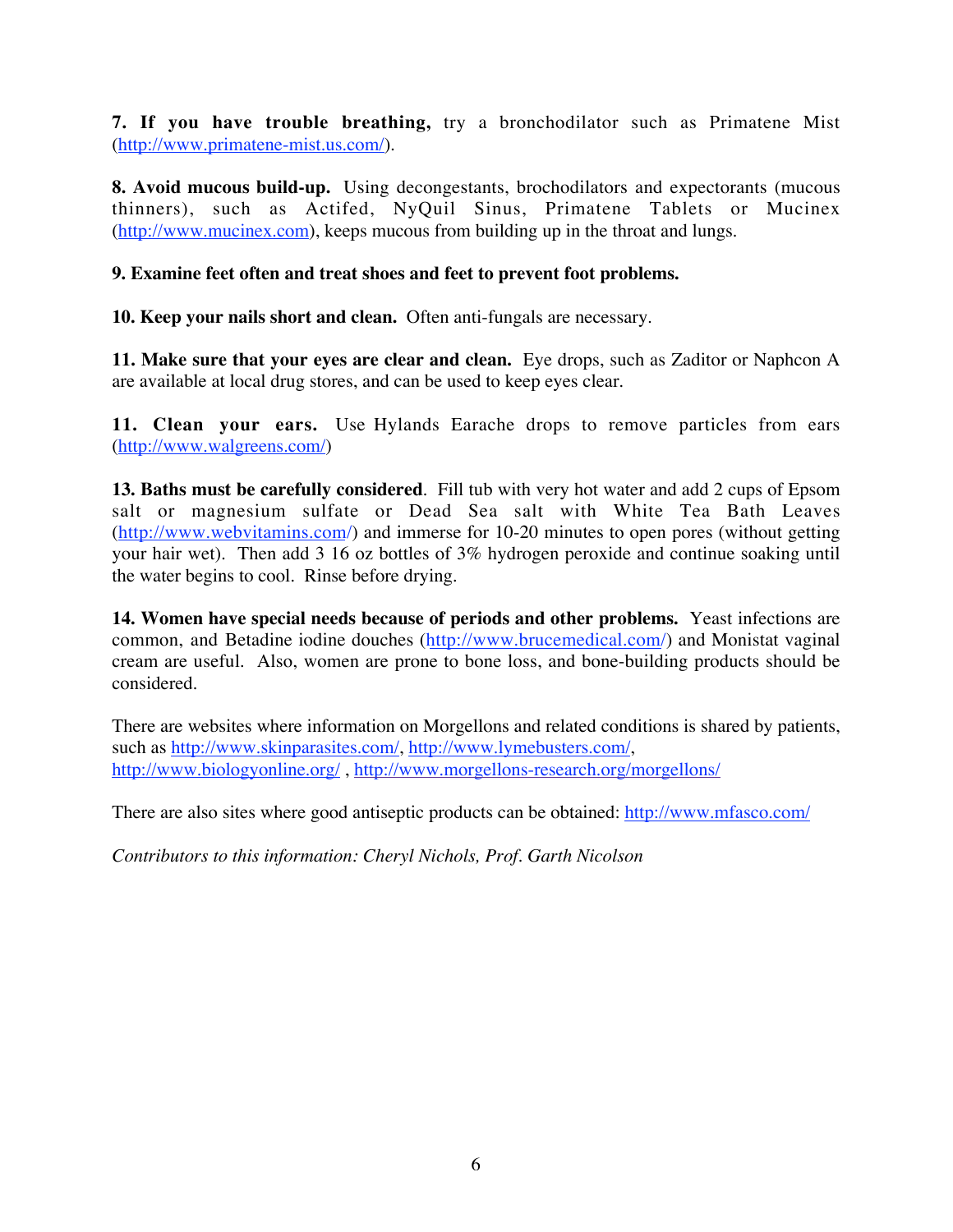**7. If you have trouble breathing,** try a bronchodilator such as Primatene Mist (http://www.primatene-mist.us.com/).

**8. Avoid mucous build-up.** Using decongestants, brochodilators and expectorants (mucous thinners), such as Actifed, NyQuil Sinus, Primatene Tablets or Mucinex (http://www.mucinex.com), keeps mucous from building up in the throat and lungs.

**9. Examine feet often and treat shoes and feet to prevent foot problems.**

**10. Keep your nails short and clean.** Often anti-fungals are necessary.

**11. Make sure that your eyes are clear and clean.** Eye drops, such as Zaditor or Naphcon A are available at local drug stores, and can be used to keep eyes clear.

**11. Clean your ears.** Use Hylands Earache drops to remove particles from ears (http://www.walgreens.com/)

**13. Baths must be carefully considered**. Fill tub with very hot water and add 2 cups of Epsom salt or magnesium sulfate or Dead Sea salt with White Tea Bath Leaves (http://www.webvitamins.com/) and immerse for 10-20 minutes to open pores (without getting your hair wet). Then add 3 16 oz bottles of 3% hydrogen peroxide and continue soaking until the water begins to cool. Rinse before drying.

**14. Women have special needs because of periods and other problems.** Yeast infections are common, and Betadine iodine douches (http://www.brucemedical.com/) and Monistat vaginal cream are useful. Also, women are prone to bone loss, and bone-building products should be considered.

There are websites where information on Morgellons and related conditions is shared by patients, such as http://www.skinparasites.com/, http://www.lymebusters.com/, http://www.biologyonline.org/ , http://www.morgellons-research.org/morgellons/

There are also sites where good antiseptic products can be obtained: http://www.mfasco.com/

*Contributors to this information: Cheryl Nichols, Prof. Garth Nicolson*